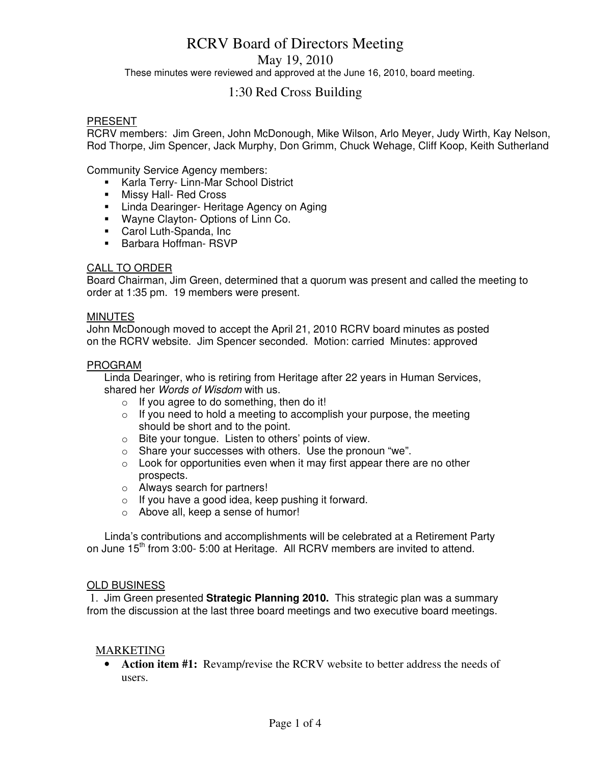# RCRV Board of Directors Meeting

## May 19, 2010

These minutes were reviewed and approved at the June 16, 2010, board meeting.

## 1:30 Red Cross Building

PRESENT

RCRV members: Jim Green, John McDonough, Mike Wilson, Arlo Meyer, Judy Wirth, Kay Nelson, Rod Thorpe, Jim Spencer, Jack Murphy, Don Grimm, Chuck Wehage, Cliff Koop, Keith Sutherland

Community Service Agency members:

- Karla Terry- Linn-Mar School District
- Missy Hall- Red Cross
- Linda Dearinger- Heritage Agency on Aging
- Wayne Clayton- Options of Linn Co.
- Carol Luth-Spanda, Inc
- Barbara Hoffman- RSVP

CALL TO ORDER

Board Chairman, Jim Green, determined that a quorum was present and called the meeting to order at 1:35 pm. 19 members were present.

MINUTES

John McDonough moved to accept the April 21, 2010 RCRV board minutes as posted on the RCRV website. Jim Spencer seconded. Motion: carried Minutes: approved

PROGRAM

Linda Dearinger, who is retiring from Heritage after 22 years in Human Services, shared her *Words of Wisdom* with us.

- If you agree to do something, then do it!
- If you need to hold a meeting to accomplish your purpose, the meeting should be short and to the point.
- Bite your tongue. Listen to others' points of view.
- Share your successes with others. Use the pronoun "we".
- Look for opportunities even when it may first appear there are no other prospects.
- Always search for partners!
- If you have a good idea, keep pushing it forward.
- Above all, keep a sense of humor!

Linda's contributions and accomplishments will be celebrated at a Retirement Party on June 15th from 3:00- 5:00 at Heritage. All RCRV members are invited to attend.

OLD BUSINESS

1. Jim Green presented **Strategic Planning 2010.** This strategic plan was a summary from the discussion at the last three board meetings and two executive board meetings.

MARKETING

- **Action item #1:** Revamp/revise the RCRV website to better address the needs of users.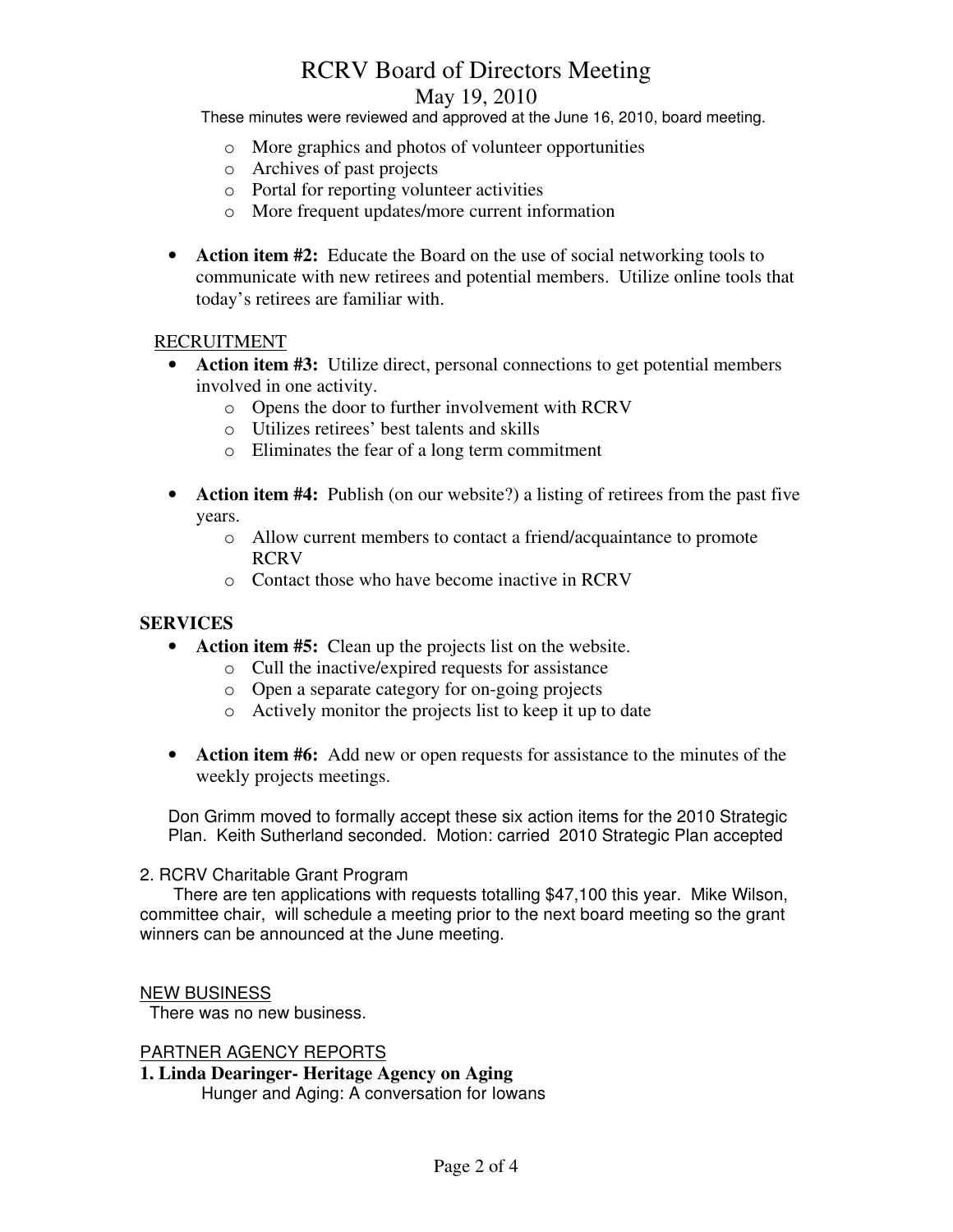# RCRV Board of Directors Meeting

May 19, 2010

These minutes were reviewed and approved at the June 16, 2010, board meeting.

- More graphics and photos of volunteer opportunities
- Archives of past projects
- Portal for reporting volunteer activities
- More frequent updates/more current information

- **Action item #2:** Educate the Board on the use of social networking tools to communicate with new retirees and potential members. Utilize online tools that today's retirees are familiar with.

RECRUITMENT

- **Action item #3:** Utilize direct, personal connections to get potential members involved in one activity.
  - Opens the door to further involvement with RCRV
  - Utilizes retirees' best talents and skills
  - Eliminates the fear of a long term commitment

- **Action item #4:** Publish (on our website?) a listing of retirees from the past five years.
  - Allow current members to contact a friend/acquaintance to promote RCRV
  - Contact those who have become inactive in RCRV

**SERVICES**

- **Action item #5:** Clean up the projects list on the website.
  - Cull the inactive/expired requests for assistance
  - Open a separate category for on-going projects
  - Actively monitor the projects list to keep it up to date

- **Action item #6:** Add new or open requests for assistance to the minutes of the weekly projects meetings.

Don Grimm moved to formally accept these six action items for the 2010 Strategic Plan. Keith Sutherland seconded. Motion: carried 2010 Strategic Plan accepted

2. RCRV Charitable Grant Program

There are ten applications with requests totalling $47,100 this year. Mike Wilson, committee chair, will schedule a meeting prior to the next board meeting so the grant winners can be announced at the June meeting.

NEW BUSINESS

There was no new business.

PARTNER AGENCY REPORTS

**1. Linda Dearinger- Heritage Agency on Aging**

Hunger and Aging: A conversation for Iowans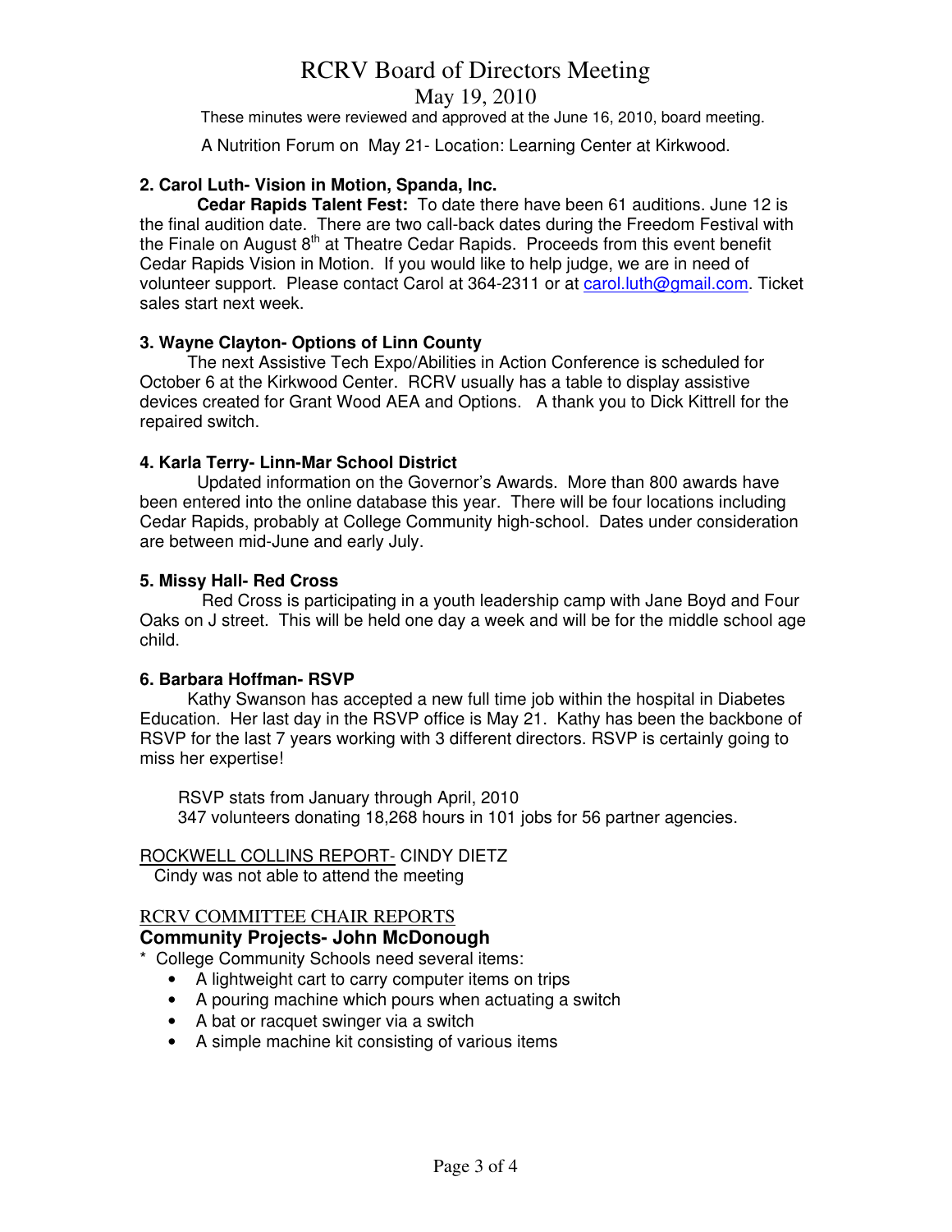# RCRV Board of Directors Meeting

## May 19, 2010

These minutes were reviewed and approved at the June 16, 2010, board meeting.

A Nutrition Forum on May 21- Location: Learning Center at Kirkwood.

**2. Carol Luth- Vision in Motion, Spanda, Inc.**

**Cedar Rapids Talent Fest:** To date there have been 61 auditions. June 12 is the final audition date. There are two call-back dates during the Freedom Festival with the Finale on August 8th at Theatre Cedar Rapids. Proceeds from this event benefit Cedar Rapids Vision in Motion. If you would like to help judge, we are in need of volunteer support. Please contact Carol at 364-2311 or at carol.luth@gmail.com. Ticket sales start next week.

**3. Wayne Clayton- Options of Linn County**

The next Assistive Tech Expo/Abilities in Action Conference is scheduled for October 6 at the Kirkwood Center. RCRV usually has a table to display assistive devices created for Grant Wood AEA and Options. A thank you to Dick Kittrell for the repaired switch.

**4. Karla Terry- Linn-Mar School District**

Updated information on the Governor's Awards. More than 800 awards have been entered into the online database this year. There will be four locations including Cedar Rapids, probably at College Community high-school. Dates under consideration are between mid-June and early July.

**5. Missy Hall- Red Cross**

Red Cross is participating in a youth leadership camp with Jane Boyd and Four Oaks on J street. This will be held one day a week and will be for the middle school age child.

**6. Barbara Hoffman- RSVP**

Kathy Swanson has accepted a new full time job within the hospital in Diabetes Education. Her last day in the RSVP office is May 21. Kathy has been the backbone of RSVP for the last 7 years working with 3 different directors. RSVP is certainly going to miss her expertise!

RSVP stats from January through April, 2010
347 volunteers donating 18,268 hours in 101 jobs for 56 partner agencies.

ROCKWELL COLLINS REPORT- CINDY DIETZ
Cindy was not able to attend the meeting

RCRV COMMITTEE CHAIR REPORTS

**Community Projects- John McDonough**

\* College Community Schools need several items:

- A lightweight cart to carry computer items on trips
- A pouring machine which pours when actuating a switch
- A bat or racquet swinger via a switch
- A simple machine kit consisting of various items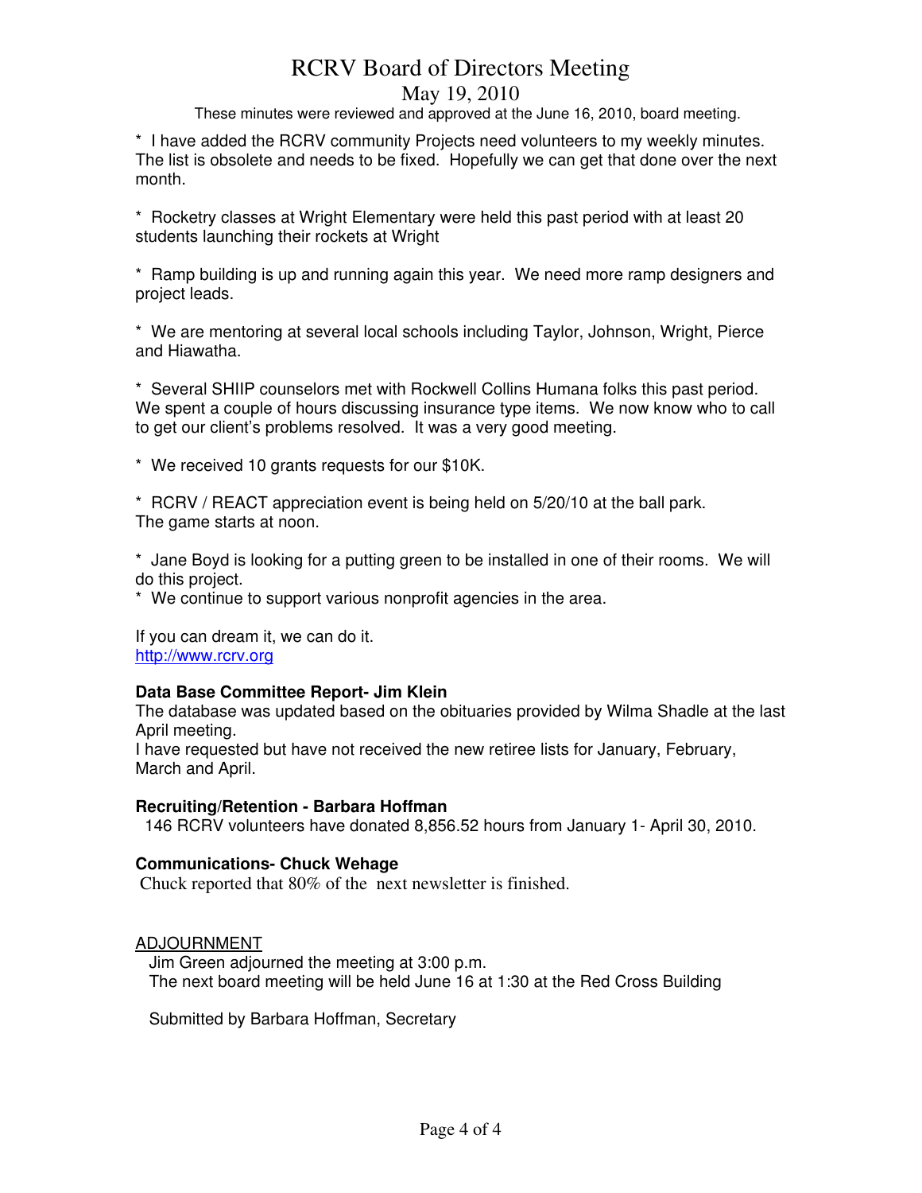# RCRV Board of Directors Meeting

## May 19, 2010

These minutes were reviewed and approved at the June 16, 2010, board meeting.

* I have added the RCRV community Projects need volunteers to my weekly minutes. The list is obsolete and needs to be fixed. Hopefully we can get that done over the next month.

* Rocketry classes at Wright Elementary were held this past period with at least 20 students launching their rockets at Wright

* Ramp building is up and running again this year. We need more ramp designers and project leads.

* We are mentoring at several local schools including Taylor, Johnson, Wright, Pierce and Hiawatha.

* Several SHIIP counselors met with Rockwell Collins Humana folks this past period. We spent a couple of hours discussing insurance type items. We now know who to call to get our client's problems resolved. It was a very good meeting.

* We received 10 grants requests for our $10K.

* RCRV / REACT appreciation event is being held on 5/20/10 at the ball park. The game starts at noon.

* Jane Boyd is looking for a putting green to be installed in one of their rooms. We will do this project.
* We continue to support various nonprofit agencies in the area.

If you can dream it, we can do it.
http://www.rcrv.org

**Data Base Committee Report- Jim Klein**
The database was updated based on the obituaries provided by Wilma Shadle at the last April meeting.
I have requested but have not received the new retiree lists for January, February, March and April.

**Recruiting/Retention - Barbara Hoffman**
146 RCRV volunteers have donated 8,856.52 hours from January 1- April 30, 2010.

**Communications- Chuck Wehage**
Chuck reported that 80% of the next newsletter is finished.

ADJOURNMENT
Jim Green adjourned the meeting at 3:00 p.m.
The next board meeting will be held June 16 at 1:30 at the Red Cross Building

Submitted by Barbara Hoffman, Secretary